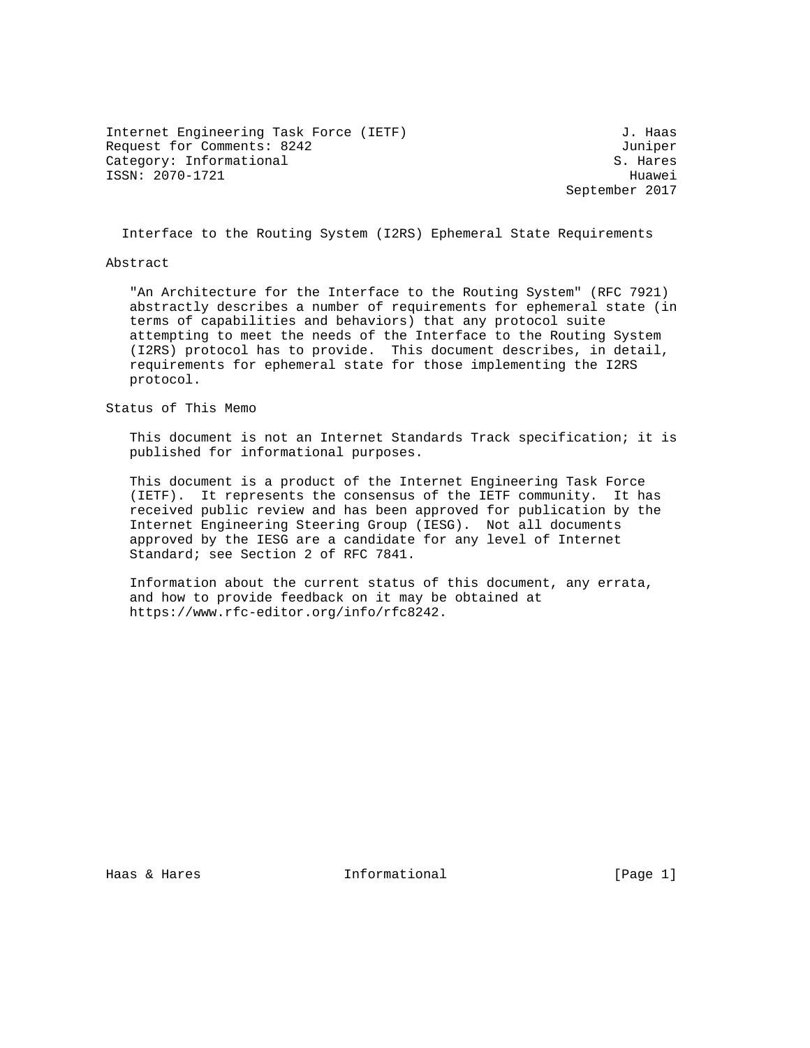Internet Engineering Task Force (IETF) J. Haas
Request for Comments: 8242 Juniper
Category: Informational S. Hares
ISSN: 2070-1721 Huawei
September 2017

# Interface to the Routing System (I2RS) Ephemeral State Requirements

## Abstract

"An Architecture for the Interface to the Routing System" (RFC 7921) abstractly describes a number of requirements for ephemeral state (in terms of capabilities and behaviors) that any protocol suite attempting to meet the needs of the Interface to the Routing System (I2RS) protocol has to provide. This document describes, in detail, requirements for ephemeral state for those implementing the I2RS protocol.

## Status of This Memo

This document is not an Internet Standards Track specification; it is published for informational purposes.

This document is a product of the Internet Engineering Task Force (IETF). It represents the consensus of the IETF community. It has received public review and has been approved for publication by the Internet Engineering Steering Group (IESG). Not all documents approved by the IESG are a candidate for any level of Internet Standard; see Section 2 of RFC 7841.

Information about the current status of this document, any errata, and how to provide feedback on it may be obtained at https://www.rfc-editor.org/info/rfc8242.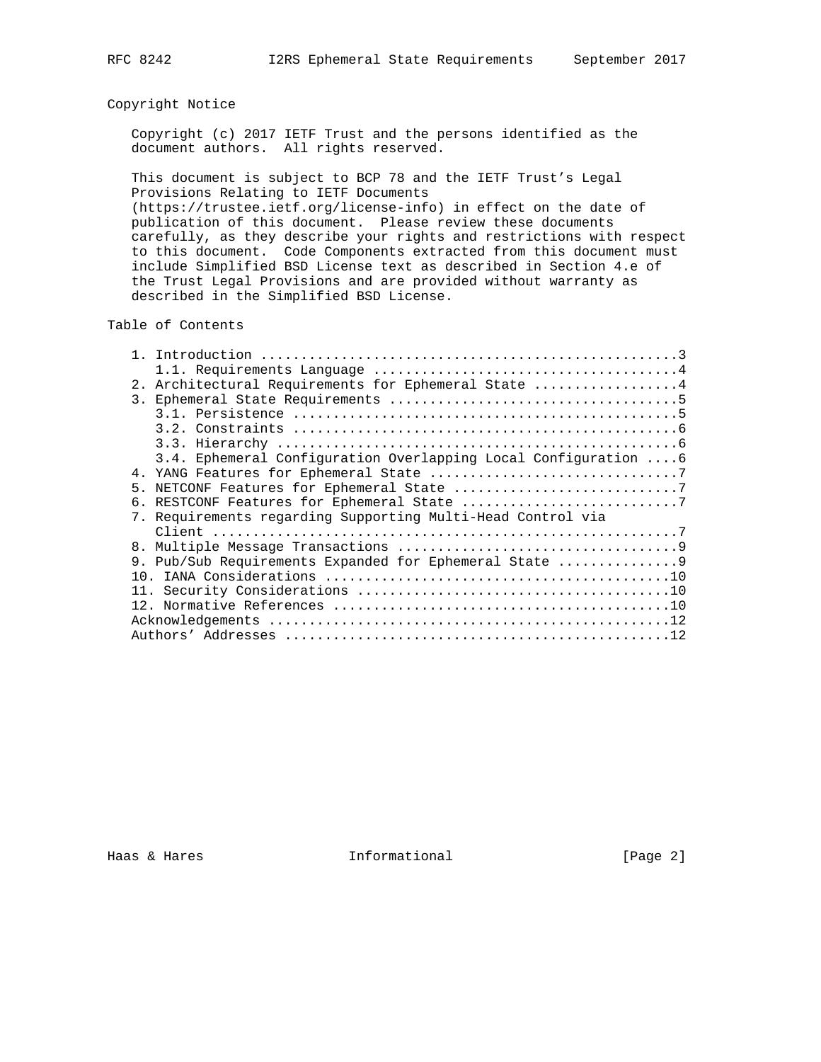## Copyright Notice

Copyright (c) 2017 IETF Trust and the persons identified as the document authors. All rights reserved.

This document is subject to BCP 78 and the IETF Trust's Legal Provisions Relating to IETF Documents (https://trustee.ietf.org/license-info) in effect on the date of publication of this document. Please review these documents carefully, as they describe your rights and restrictions with respect to this document. Code Components extracted from this document must include Simplified BSD License text as described in Section 4.e of the Trust Legal Provisions and are provided without warranty as described in the Simplified BSD License.

## Table of Contents

```
   1. Introduction ....................................................3
      1.1. Requirements Language ......................................4
   2. Architectural Requirements for Ephemeral State ..................4
   3. Ephemeral State Requirements ....................................5
      3.1. Persistence ................................................5
      3.2. Constraints ................................................6
      3.3. Hierarchy ..................................................6
      3.4. Ephemeral Configuration Overlapping Local Configuration ....6
   4. YANG Features for Ephemeral State ...............................7
   5. NETCONF Features for Ephemeral State ............................7
   6. RESTCONF Features for Ephemeral State ...........................7
   7. Requirements regarding Supporting Multi-Head Control via
      Client ..........................................................7
   8. Multiple Message Transactions ...................................9
   9. Pub/Sub Requirements Expanded for Ephemeral State ...............9
   10. IANA Considerations ...........................................10
   11. Security Considerations .......................................10
   12. Normative References ..........................................10
   Acknowledgements ..................................................12
   Authors' Addresses ................................................12
```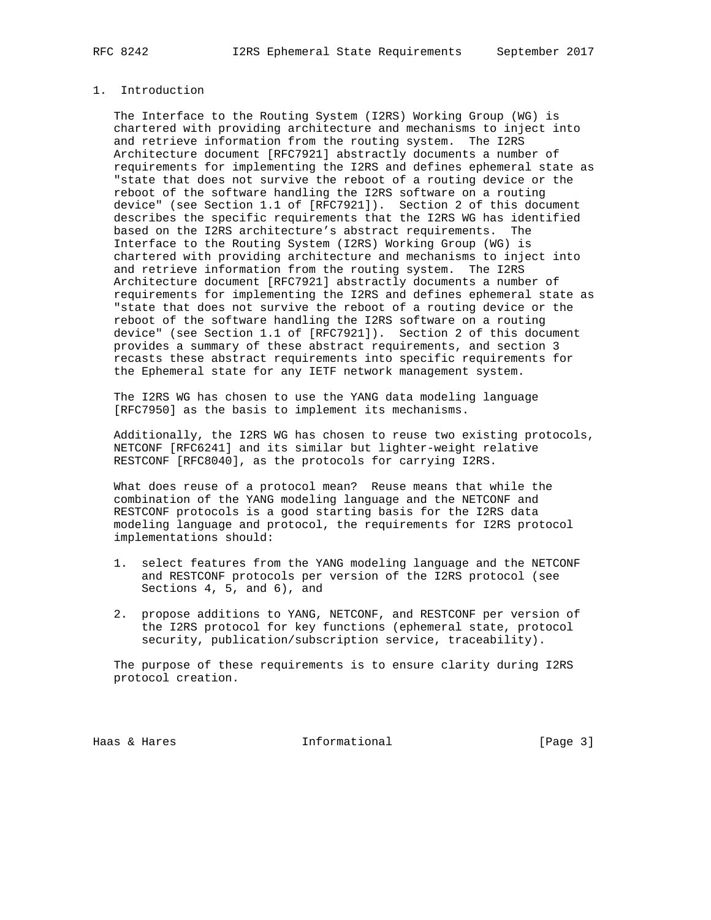## 1. Introduction

The Interface to the Routing System (I2RS) Working Group (WG) is chartered with providing architecture and mechanisms to inject into and retrieve information from the routing system. The I2RS Architecture document [RFC7921] abstractly documents a number of requirements for implementing the I2RS and defines ephemeral state as "state that does not survive the reboot of a routing device or the reboot of the software handling the I2RS software on a routing device" (see Section 1.1 of [RFC7921]). Section 2 of this document describes the specific requirements that the I2RS WG has identified based on the I2RS architecture's abstract requirements. The Interface to the Routing System (I2RS) Working Group (WG) is chartered with providing architecture and mechanisms to inject into and retrieve information from the routing system. The I2RS Architecture document [RFC7921] abstractly documents a number of requirements for implementing the I2RS and defines ephemeral state as "state that does not survive the reboot of a routing device or the reboot of the software handling the I2RS software on a routing device" (see Section 1.1 of [RFC7921]). Section 2 of this document provides a summary of these abstract requirements, and section 3 recasts these abstract requirements into specific requirements for the Ephemeral state for any IETF network management system.

The I2RS WG has chosen to use the YANG data modeling language [RFC7950] as the basis to implement its mechanisms.

Additionally, the I2RS WG has chosen to reuse two existing protocols, NETCONF [RFC6241] and its similar but lighter-weight relative RESTCONF [RFC8040], as the protocols for carrying I2RS.

What does reuse of a protocol mean? Reuse means that while the combination of the YANG modeling language and the NETCONF and RESTCONF protocols is a good starting basis for the I2RS data modeling language and protocol, the requirements for I2RS protocol implementations should:

1. select features from the YANG modeling language and the NETCONF and RESTCONF protocols per version of the I2RS protocol (see Sections 4, 5, and 6), and

2. propose additions to YANG, NETCONF, and RESTCONF per version of the I2RS protocol for key functions (ephemeral state, protocol security, publication/subscription service, traceability).

The purpose of these requirements is to ensure clarity during I2RS protocol creation.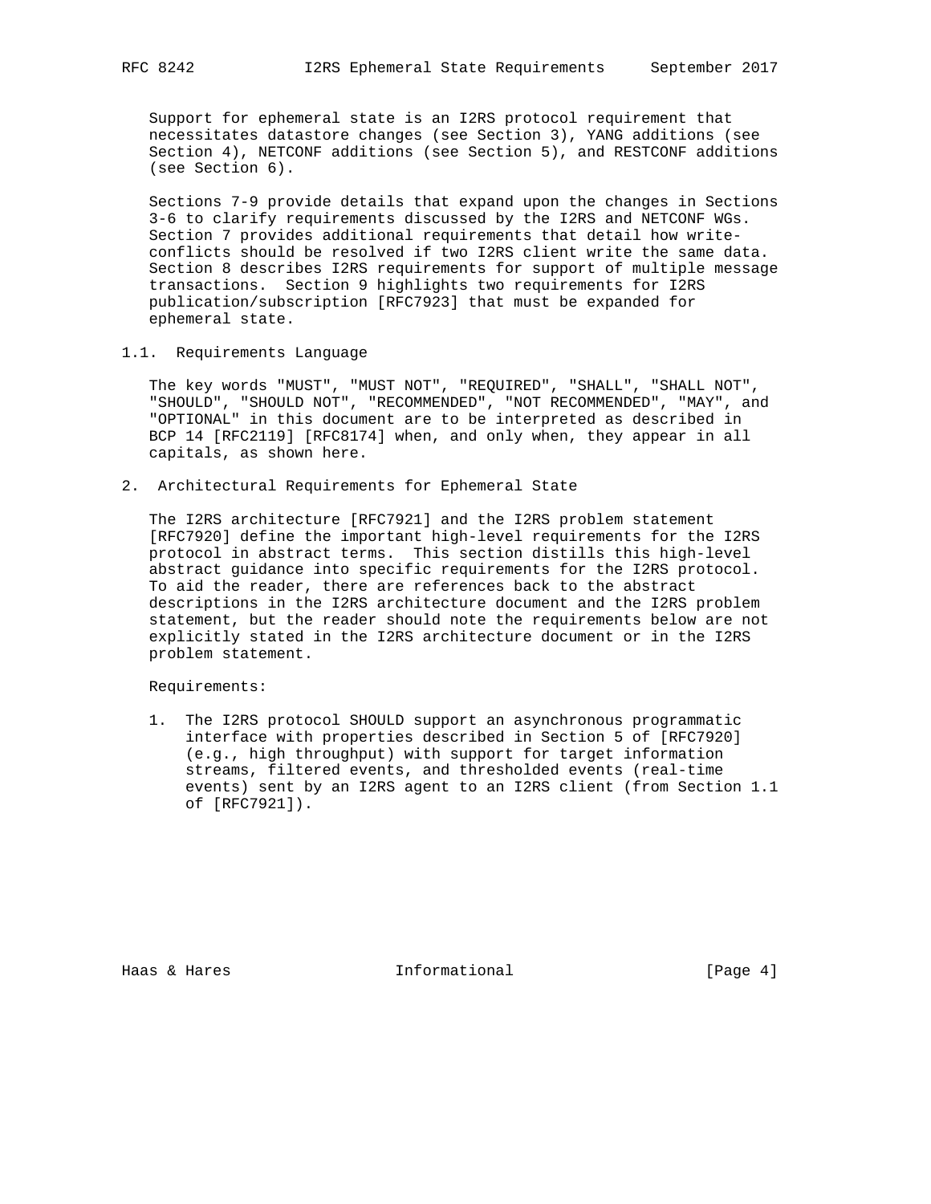Support for ephemeral state is an I2RS protocol requirement that necessitates datastore changes (see Section 3), YANG additions (see Section 4), NETCONF additions (see Section 5), and RESTCONF additions (see Section 6).

Sections 7-9 provide details that expand upon the changes in Sections 3-6 to clarify requirements discussed by the I2RS and NETCONF WGs. Section 7 provides additional requirements that detail how write-conflicts should be resolved if two I2RS client write the same data. Section 8 describes I2RS requirements for support of multiple message transactions. Section 9 highlights two requirements for I2RS publication/subscription [RFC7923] that must be expanded for ephemeral state.

### 1.1. Requirements Language

The key words "MUST", "MUST NOT", "REQUIRED", "SHALL", "SHALL NOT", "SHOULD", "SHOULD NOT", "RECOMMENDED", "NOT RECOMMENDED", "MAY", and "OPTIONAL" in this document are to be interpreted as described in BCP 14 [RFC2119] [RFC8174] when, and only when, they appear in all capitals, as shown here.

## 2. Architectural Requirements for Ephemeral State

The I2RS architecture [RFC7921] and the I2RS problem statement [RFC7920] define the important high-level requirements for the I2RS protocol in abstract terms. This section distills this high-level abstract guidance into specific requirements for the I2RS protocol. To aid the reader, there are references back to the abstract descriptions in the I2RS architecture document and the I2RS problem statement, but the reader should note the requirements below are not explicitly stated in the I2RS architecture document or in the I2RS problem statement.

Requirements:

1. The I2RS protocol SHOULD support an asynchronous programmatic interface with properties described in Section 5 of [RFC7920] (e.g., high throughput) with support for target information streams, filtered events, and thresholded events (real-time events) sent by an I2RS agent to an I2RS client (from Section 1.1 of [RFC7921]).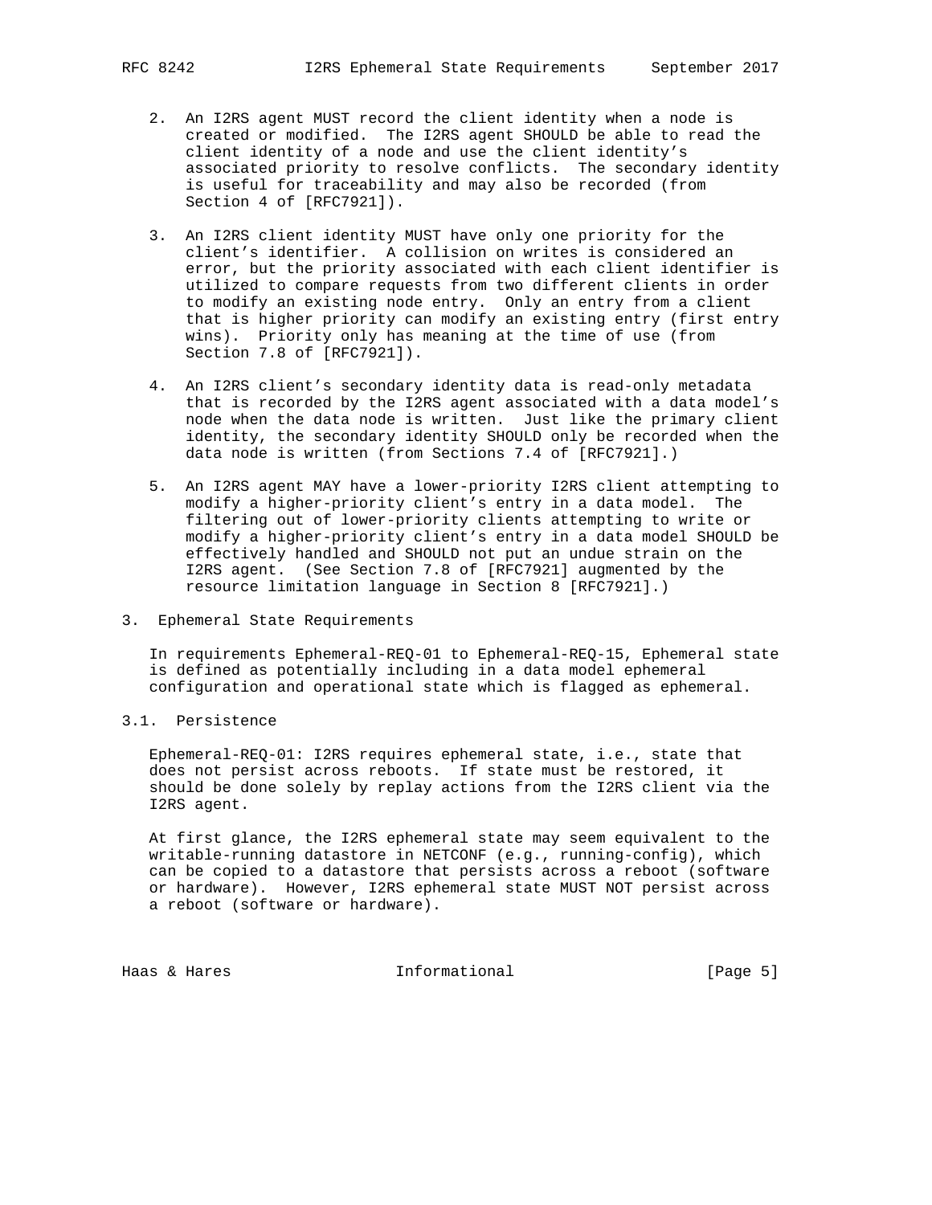2. An I2RS agent MUST record the client identity when a node is created or modified. The I2RS agent SHOULD be able to read the client identity of a node and use the client identity's associated priority to resolve conflicts. The secondary identity is useful for traceability and may also be recorded (from Section 4 of [RFC7921]).

3. An I2RS client identity MUST have only one priority for the client's identifier. A collision on writes is considered an error, but the priority associated with each client identifier is utilized to compare requests from two different clients in order to modify an existing node entry. Only an entry from a client that is higher priority can modify an existing entry (first entry wins). Priority only has meaning at the time of use (from Section 7.8 of [RFC7921]).

4. An I2RS client's secondary identity data is read-only metadata that is recorded by the I2RS agent associated with a data model's node when the data node is written. Just like the primary client identity, the secondary identity SHOULD only be recorded when the data node is written (from Sections 7.4 of [RFC7921].)

5. An I2RS agent MAY have a lower-priority I2RS client attempting to modify a higher-priority client's entry in a data model. The filtering out of lower-priority clients attempting to write or modify a higher-priority client's entry in a data model SHOULD be effectively handled and SHOULD not put an undue strain on the I2RS agent. (See Section 7.8 of [RFC7921] augmented by the resource limitation language in Section 8 [RFC7921].)

## 3. Ephemeral State Requirements

In requirements Ephemeral-REQ-01 to Ephemeral-REQ-15, Ephemeral state is defined as potentially including in a data model ephemeral configuration and operational state which is flagged as ephemeral.

### 3.1. Persistence

Ephemeral-REQ-01: I2RS requires ephemeral state, i.e., state that does not persist across reboots. If state must be restored, it should be done solely by replay actions from the I2RS client via the I2RS agent.

At first glance, the I2RS ephemeral state may seem equivalent to the writable-running datastore in NETCONF (e.g., running-config), which can be copied to a datastore that persists across a reboot (software or hardware). However, I2RS ephemeral state MUST NOT persist across a reboot (software or hardware).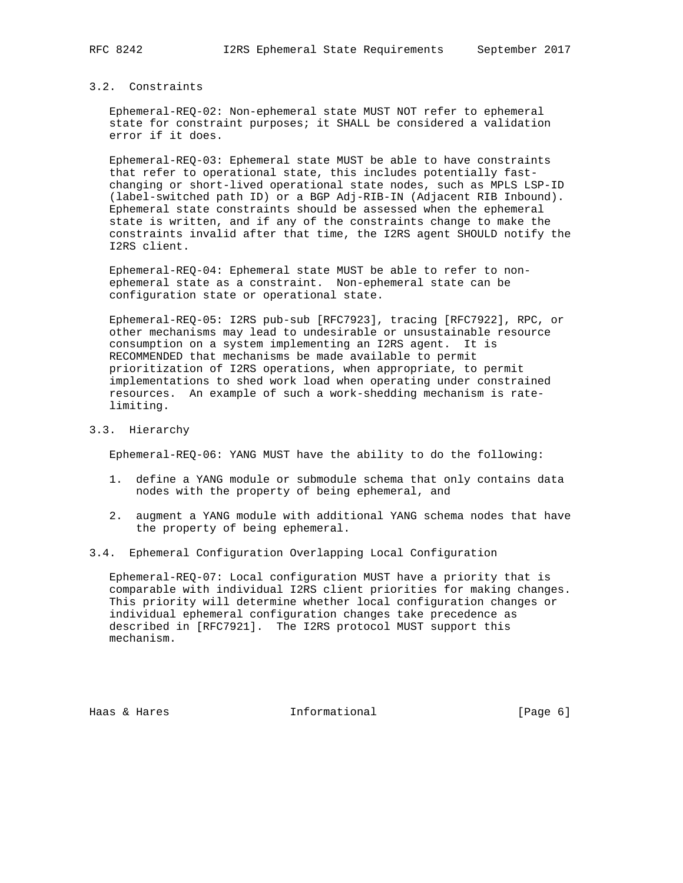### 3.2. Constraints

Ephemeral-REQ-02: Non-ephemeral state MUST NOT refer to ephemeral state for constraint purposes; it SHALL be considered a validation error if it does.

Ephemeral-REQ-03: Ephemeral state MUST be able to have constraints that refer to operational state, this includes potentially fast-changing or short-lived operational state nodes, such as MPLS LSP-ID (label-switched path ID) or a BGP Adj-RIB-IN (Adjacent RIB Inbound). Ephemeral state constraints should be assessed when the ephemeral state is written, and if any of the constraints change to make the constraints invalid after that time, the I2RS agent SHOULD notify the I2RS client.

Ephemeral-REQ-04: Ephemeral state MUST be able to refer to non-ephemeral state as a constraint. Non-ephemeral state can be configuration state or operational state.

Ephemeral-REQ-05: I2RS pub-sub [RFC7923], tracing [RFC7922], RPC, or other mechanisms may lead to undesirable or unsustainable resource consumption on a system implementing an I2RS agent. It is RECOMMENDED that mechanisms be made available to permit prioritization of I2RS operations, when appropriate, to permit implementations to shed work load when operating under constrained resources. An example of such a work-shedding mechanism is rate-limiting.

### 3.3. Hierarchy

Ephemeral-REQ-06: YANG MUST have the ability to do the following:

1. define a YANG module or submodule schema that only contains data nodes with the property of being ephemeral, and

2. augment a YANG module with additional YANG schema nodes that have the property of being ephemeral.

### 3.4. Ephemeral Configuration Overlapping Local Configuration

Ephemeral-REQ-07: Local configuration MUST have a priority that is comparable with individual I2RS client priorities for making changes. This priority will determine whether local configuration changes or individual ephemeral configuration changes take precedence as described in [RFC7921]. The I2RS protocol MUST support this mechanism.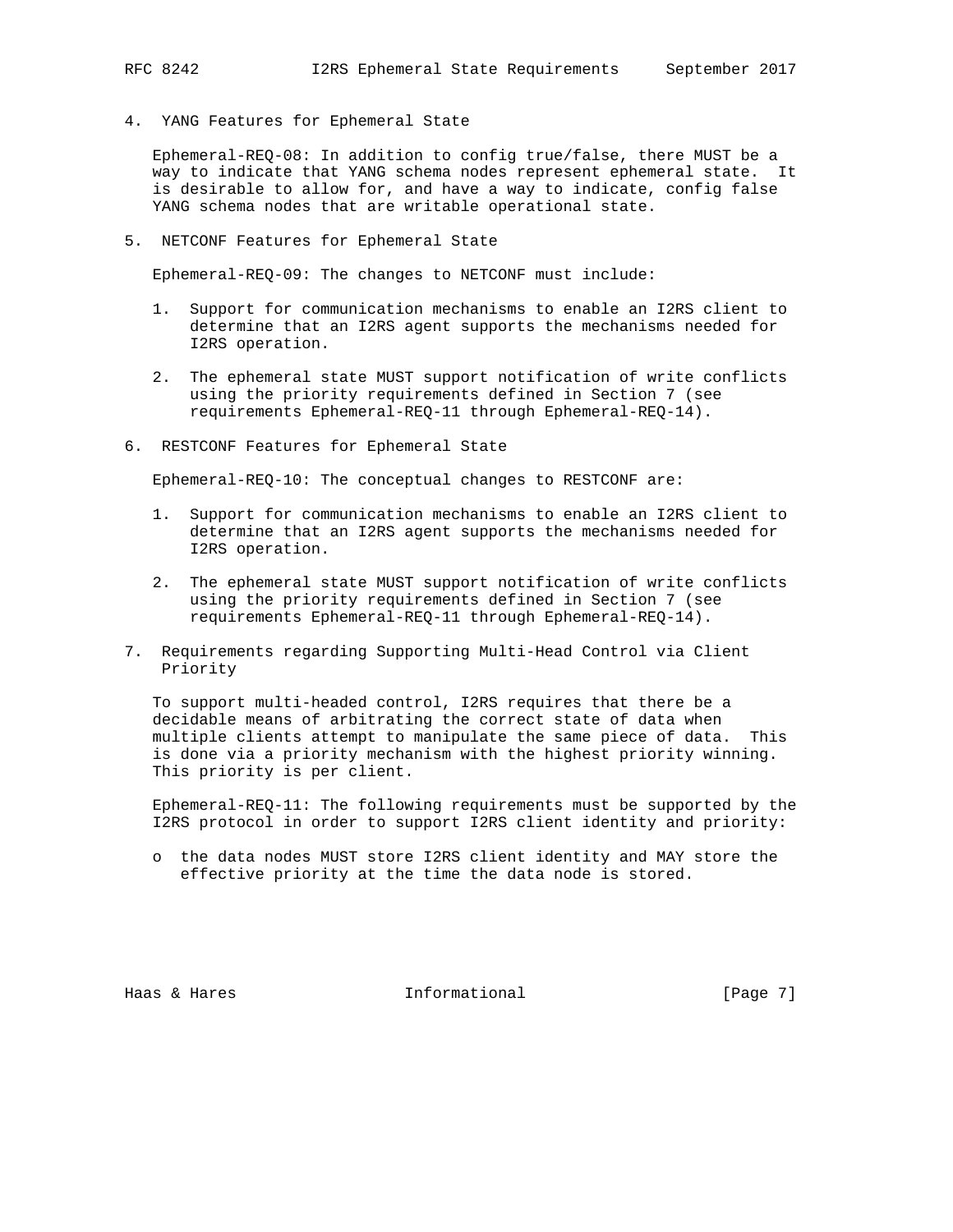## 4. YANG Features for Ephemeral State

Ephemeral-REQ-08: In addition to config true/false, there MUST be a way to indicate that YANG schema nodes represent ephemeral state. It is desirable to allow for, and have a way to indicate, config false YANG schema nodes that are writable operational state.

## 5. NETCONF Features for Ephemeral State

Ephemeral-REQ-09: The changes to NETCONF must include:

1. Support for communication mechanisms to enable an I2RS client to determine that an I2RS agent supports the mechanisms needed for I2RS operation.

2. The ephemeral state MUST support notification of write conflicts using the priority requirements defined in Section 7 (see requirements Ephemeral-REQ-11 through Ephemeral-REQ-14).

## 6. RESTCONF Features for Ephemeral State

Ephemeral-REQ-10: The conceptual changes to RESTCONF are:

1. Support for communication mechanisms to enable an I2RS client to determine that an I2RS agent supports the mechanisms needed for I2RS operation.

2. The ephemeral state MUST support notification of write conflicts using the priority requirements defined in Section 7 (see requirements Ephemeral-REQ-11 through Ephemeral-REQ-14).

## 7. Requirements regarding Supporting Multi-Head Control via Client Priority

To support multi-headed control, I2RS requires that there be a decidable means of arbitrating the correct state of data when multiple clients attempt to manipulate the same piece of data. This is done via a priority mechanism with the highest priority winning. This priority is per client.

Ephemeral-REQ-11: The following requirements must be supported by the I2RS protocol in order to support I2RS client identity and priority:

- the data nodes MUST store I2RS client identity and MAY store the effective priority at the time the data node is stored.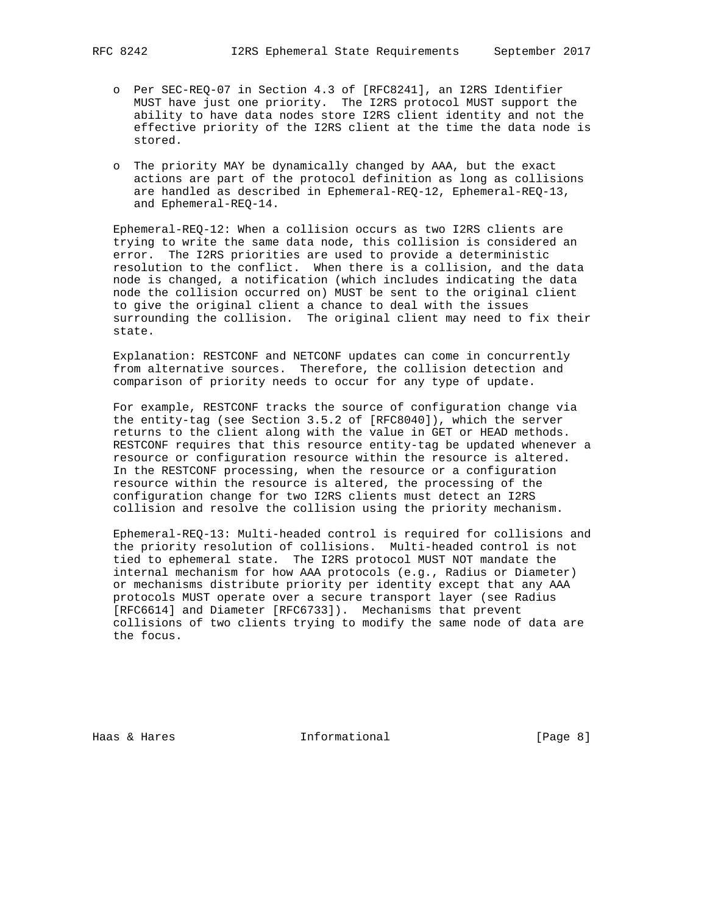- Per SEC-REQ-07 in Section 4.3 of [RFC8241], an I2RS Identifier MUST have just one priority. The I2RS protocol MUST support the ability to have data nodes store I2RS client identity and not the effective priority of the I2RS client at the time the data node is stored.

- The priority MAY be dynamically changed by AAA, but the exact actions are part of the protocol definition as long as collisions are handled as described in Ephemeral-REQ-12, Ephemeral-REQ-13, and Ephemeral-REQ-14.

Ephemeral-REQ-12: When a collision occurs as two I2RS clients are trying to write the same data node, this collision is considered an error. The I2RS priorities are used to provide a deterministic resolution to the conflict. When there is a collision, and the data node is changed, a notification (which includes indicating the data node the collision occurred on) MUST be sent to the original client to give the original client a chance to deal with the issues surrounding the collision. The original client may need to fix their state.

Explanation: RESTCONF and NETCONF updates can come in concurrently from alternative sources. Therefore, the collision detection and comparison of priority needs to occur for any type of update.

For example, RESTCONF tracks the source of configuration change via the entity-tag (see Section 3.5.2 of [RFC8040]), which the server returns to the client along with the value in GET or HEAD methods. RESTCONF requires that this resource entity-tag be updated whenever a resource or configuration resource within the resource is altered. In the RESTCONF processing, when the resource or a configuration resource within the resource is altered, the processing of the configuration change for two I2RS clients must detect an I2RS collision and resolve the collision using the priority mechanism.

Ephemeral-REQ-13: Multi-headed control is required for collisions and the priority resolution of collisions. Multi-headed control is not tied to ephemeral state. The I2RS protocol MUST NOT mandate the internal mechanism for how AAA protocols (e.g., Radius or Diameter) or mechanisms distribute priority per identity except that any AAA protocols MUST operate over a secure transport layer (see Radius [RFC6614] and Diameter [RFC6733]). Mechanisms that prevent collisions of two clients trying to modify the same node of data are the focus.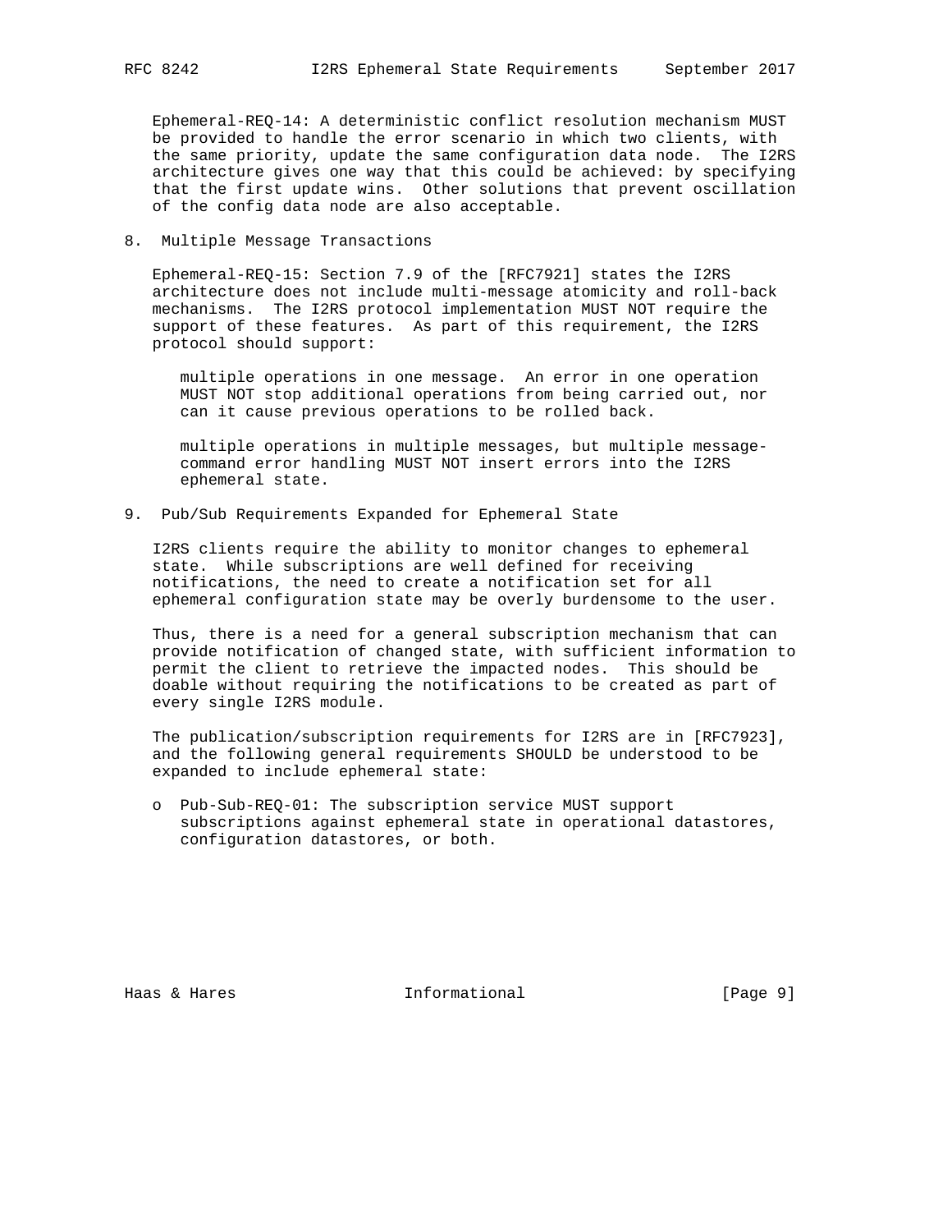Ephemeral-REQ-14: A deterministic conflict resolution mechanism MUST be provided to handle the error scenario in which two clients, with the same priority, update the same configuration data node. The I2RS architecture gives one way that this could be achieved: by specifying that the first update wins. Other solutions that prevent oscillation of the config data node are also acceptable.

## 8. Multiple Message Transactions

Ephemeral-REQ-15: Section 7.9 of the [RFC7921] states the I2RS architecture does not include multi-message atomicity and roll-back mechanisms. The I2RS protocol implementation MUST NOT require the support of these features. As part of this requirement, the I2RS protocol should support:

multiple operations in one message. An error in one operation MUST NOT stop additional operations from being carried out, nor can it cause previous operations to be rolled back.

multiple operations in multiple messages, but multiple message-command error handling MUST NOT insert errors into the I2RS ephemeral state.

## 9. Pub/Sub Requirements Expanded for Ephemeral State

I2RS clients require the ability to monitor changes to ephemeral state. While subscriptions are well defined for receiving notifications, the need to create a notification set for all ephemeral configuration state may be overly burdensome to the user.

Thus, there is a need for a general subscription mechanism that can provide notification of changed state, with sufficient information to permit the client to retrieve the impacted nodes. This should be doable without requiring the notifications to be created as part of every single I2RS module.

The publication/subscription requirements for I2RS are in [RFC7923], and the following general requirements SHOULD be understood to be expanded to include ephemeral state:

- Pub-Sub-REQ-01: The subscription service MUST support subscriptions against ephemeral state in operational datastores, configuration datastores, or both.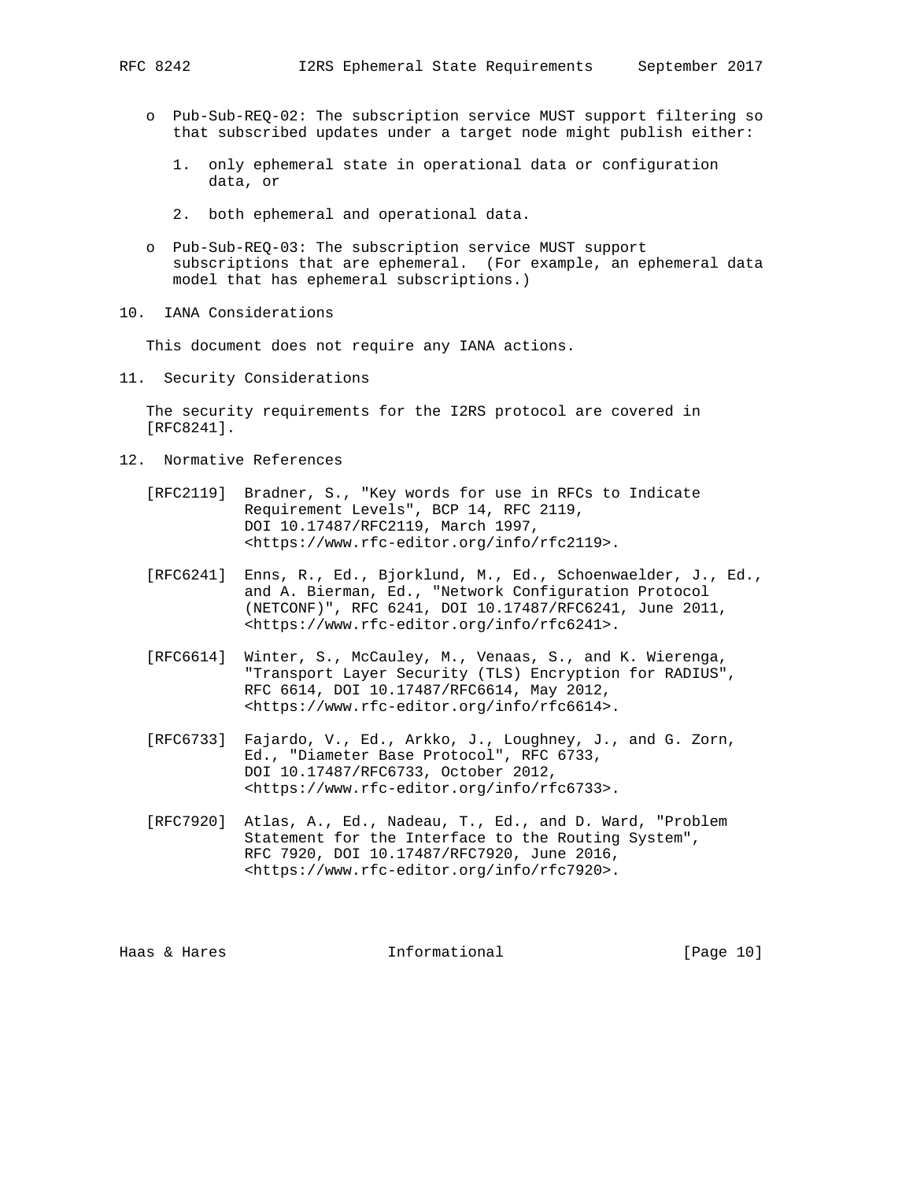- Pub-Sub-REQ-02: The subscription service MUST support filtering so that subscribed updates under a target node might publish either:

  1. only ephemeral state in operational data or configuration data, or

  2. both ephemeral and operational data.

- Pub-Sub-REQ-03: The subscription service MUST support subscriptions that are ephemeral. (For example, an ephemeral data model that has ephemeral subscriptions.)

## 10. IANA Considerations

This document does not require any IANA actions.

## 11. Security Considerations

The security requirements for the I2RS protocol are covered in [RFC8241].

## 12. Normative References

[RFC2119] Bradner, S., "Key words for use in RFCs to Indicate Requirement Levels", BCP 14, RFC 2119, DOI 10.17487/RFC2119, March 1997, <https://www.rfc-editor.org/info/rfc2119>.

[RFC6241] Enns, R., Ed., Bjorklund, M., Ed., Schoenwaelder, J., Ed., and A. Bierman, Ed., "Network Configuration Protocol (NETCONF)", RFC 6241, DOI 10.17487/RFC6241, June 2011, <https://www.rfc-editor.org/info/rfc6241>.

[RFC6614] Winter, S., McCauley, M., Venaas, S., and K. Wierenga, "Transport Layer Security (TLS) Encryption for RADIUS", RFC 6614, DOI 10.17487/RFC6614, May 2012, <https://www.rfc-editor.org/info/rfc6614>.

[RFC6733] Fajardo, V., Ed., Arkko, J., Loughney, J., and G. Zorn, Ed., "Diameter Base Protocol", RFC 6733, DOI 10.17487/RFC6733, October 2012, <https://www.rfc-editor.org/info/rfc6733>.

[RFC7920] Atlas, A., Ed., Nadeau, T., Ed., and D. Ward, "Problem Statement for the Interface to the Routing System", RFC 7920, DOI 10.17487/RFC7920, June 2016, <https://www.rfc-editor.org/info/rfc7920>.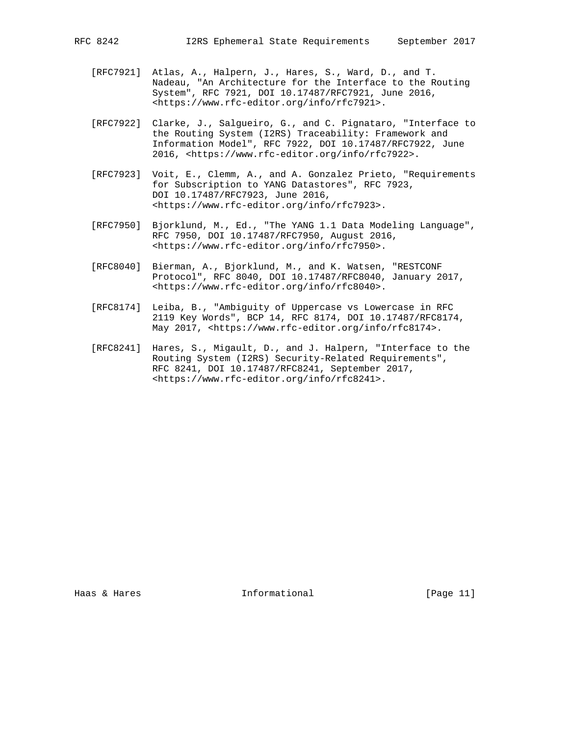[RFC7921] Atlas, A., Halpern, J., Hares, S., Ward, D., and T. Nadeau, "An Architecture for the Interface to the Routing System", RFC 7921, DOI 10.17487/RFC7921, June 2016, <https://www.rfc-editor.org/info/rfc7921>.

[RFC7922] Clarke, J., Salgueiro, G., and C. Pignataro, "Interface to the Routing System (I2RS) Traceability: Framework and Information Model", RFC 7922, DOI 10.17487/RFC7922, June 2016, <https://www.rfc-editor.org/info/rfc7922>.

[RFC7923] Voit, E., Clemm, A., and A. Gonzalez Prieto, "Requirements for Subscription to YANG Datastores", RFC 7923, DOI 10.17487/RFC7923, June 2016, <https://www.rfc-editor.org/info/rfc7923>.

[RFC7950] Bjorklund, M., Ed., "The YANG 1.1 Data Modeling Language", RFC 7950, DOI 10.17487/RFC7950, August 2016, <https://www.rfc-editor.org/info/rfc7950>.

[RFC8040] Bierman, A., Bjorklund, M., and K. Watsen, "RESTCONF Protocol", RFC 8040, DOI 10.17487/RFC8040, January 2017, <https://www.rfc-editor.org/info/rfc8040>.

[RFC8174] Leiba, B., "Ambiguity of Uppercase vs Lowercase in RFC 2119 Key Words", BCP 14, RFC 8174, DOI 10.17487/RFC8174, May 2017, <https://www.rfc-editor.org/info/rfc8174>.

[RFC8241] Hares, S., Migault, D., and J. Halpern, "Interface to the Routing System (I2RS) Security-Related Requirements", RFC 8241, DOI 10.17487/RFC8241, September 2017, <https://www.rfc-editor.org/info/rfc8241>.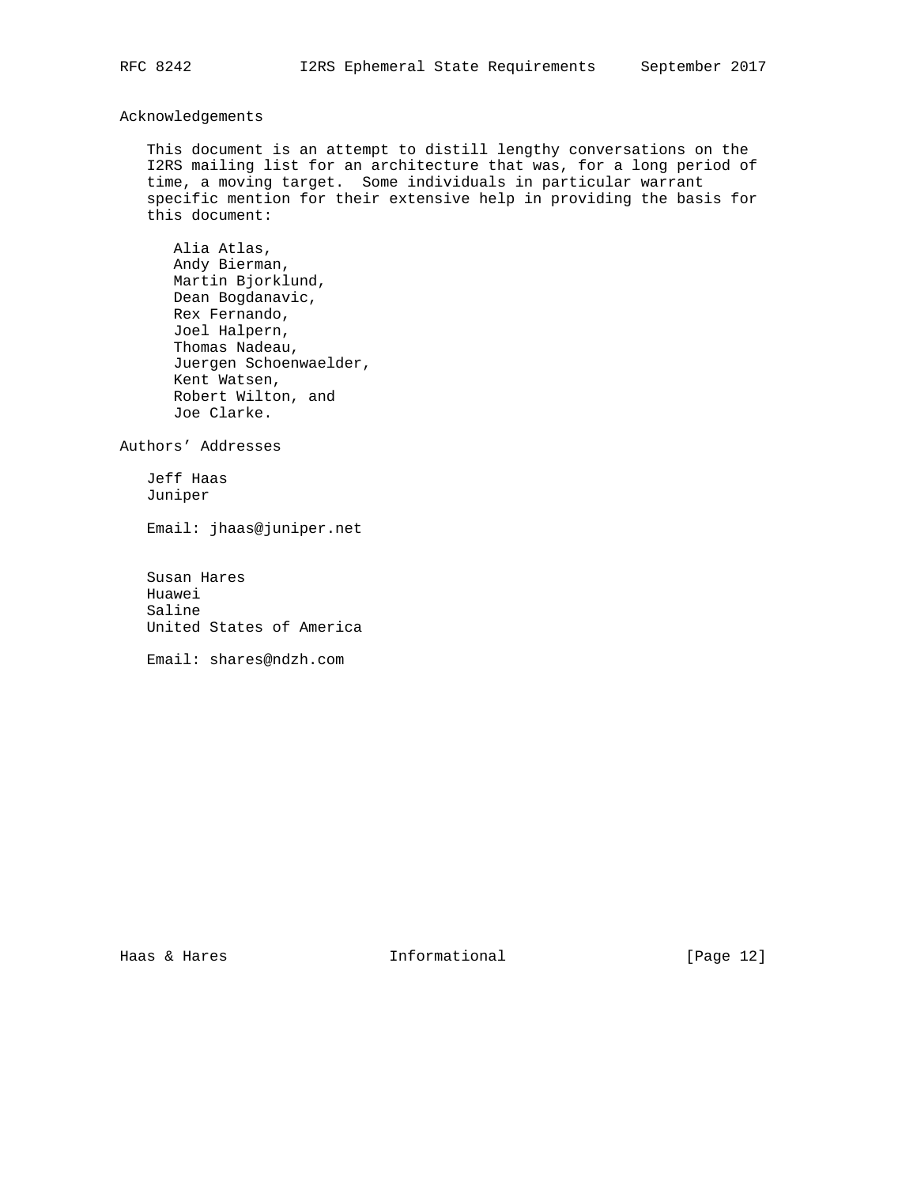## Acknowledgements

This document is an attempt to distill lengthy conversations on the I2RS mailing list for an architecture that was, for a long period of time, a moving target. Some individuals in particular warrant specific mention for their extensive help in providing the basis for this document:

Alia Atlas,
Andy Bierman,
Martin Bjorklund,
Dean Bogdanavic,
Rex Fernando,
Joel Halpern,
Thomas Nadeau,
Juergen Schoenwaelder,
Kent Watsen,
Robert Wilton, and
Joe Clarke.

## Authors' Addresses

Jeff Haas
Juniper

Email: jhaas@juniper.net

Susan Hares
Huawei
Saline
United States of America

Email: shares@ndzh.com